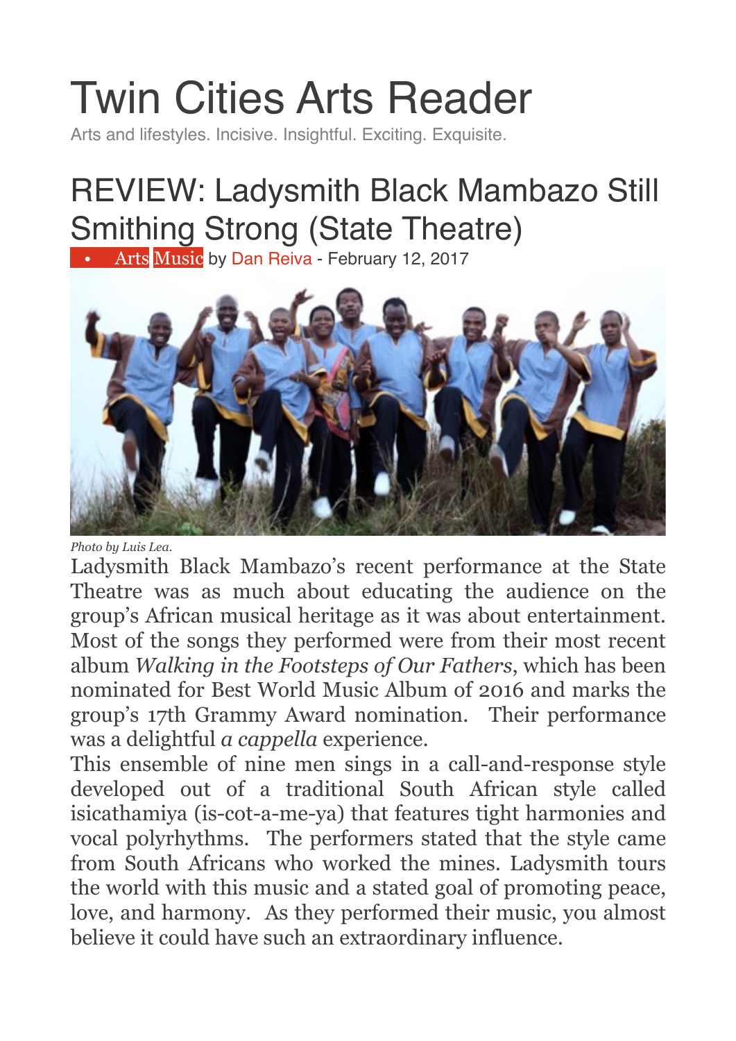# Twin Cities Arts Reader

Arts and lifestyles. Incisive. Insightful. Exciting. Exquisite.

## REVIEW: Ladysmith Black Mambazo Still Smithing Strong (State Theatre)

- Arts Music by Dan Reiva - February 12, 2017

*Photo by Luis Lea.*

Ladysmith Black Mambazo's recent performance at the State Theatre was as much about educating the audience on the group's African musical heritage as it was about entertainment. Most of the songs they performed were from their most recent album *Walking in the Footsteps of Our Fathers*, which has been nominated for Best World Music Album of 2016 and marks the group's 17th Grammy Award nomination. Their performance was a delightful *a cappella* experience.

This ensemble of nine men sings in a call-and-response style developed out of a traditional South African style called isicathamiya (is-cot-a-me-ya) that features tight harmonies and vocal polyrhythms. The performers stated that the style came from South Africans who worked the mines. Ladysmith tours the world with this music and a stated goal of promoting peace, love, and harmony. As they performed their music, you almost believe it could have such an extraordinary influence.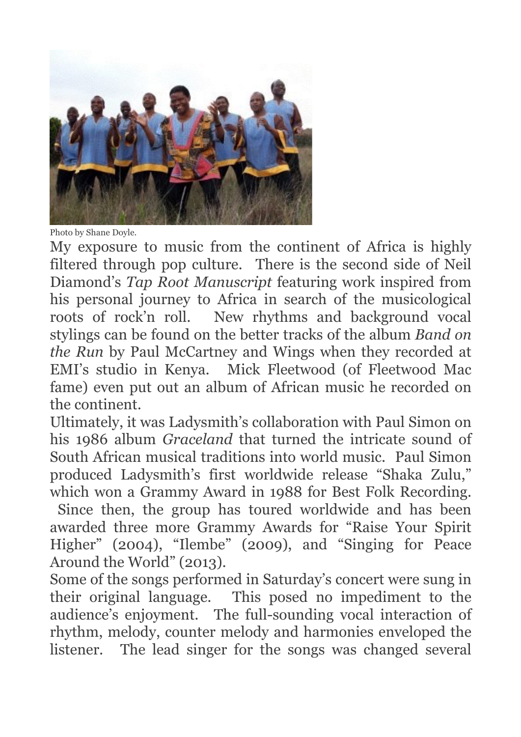Photo by Shane Doyle.

My exposure to music from the continent of Africa is highly filtered through pop culture. There is the second side of Neil Diamond's *Tap Root Manuscript* featuring work inspired from his personal journey to Africa in search of the musicological roots of rock'n roll. New rhythms and background vocal stylings can be found on the better tracks of the album *Band on the Run* by Paul McCartney and Wings when they recorded at EMI's studio in Kenya. Mick Fleetwood (of Fleetwood Mac fame) even put out an album of African music he recorded on the continent.

Ultimately, it was Ladysmith's collaboration with Paul Simon on his 1986 album *Graceland* that turned the intricate sound of South African musical traditions into world music. Paul Simon produced Ladysmith's first worldwide release "Shaka Zulu," which won a Grammy Award in 1988 for Best Folk Recording. Since then, the group has toured worldwide and has been awarded three more Grammy Awards for "Raise Your Spirit Higher" (2004), "Ilembe" (2009), and "Singing for Peace Around the World" (2013).

Some of the songs performed in Saturday's concert were sung in their original language. This posed no impediment to the audience's enjoyment. The full-sounding vocal interaction of rhythm, melody, counter melody and harmonies enveloped the listener. The lead singer for the songs was changed several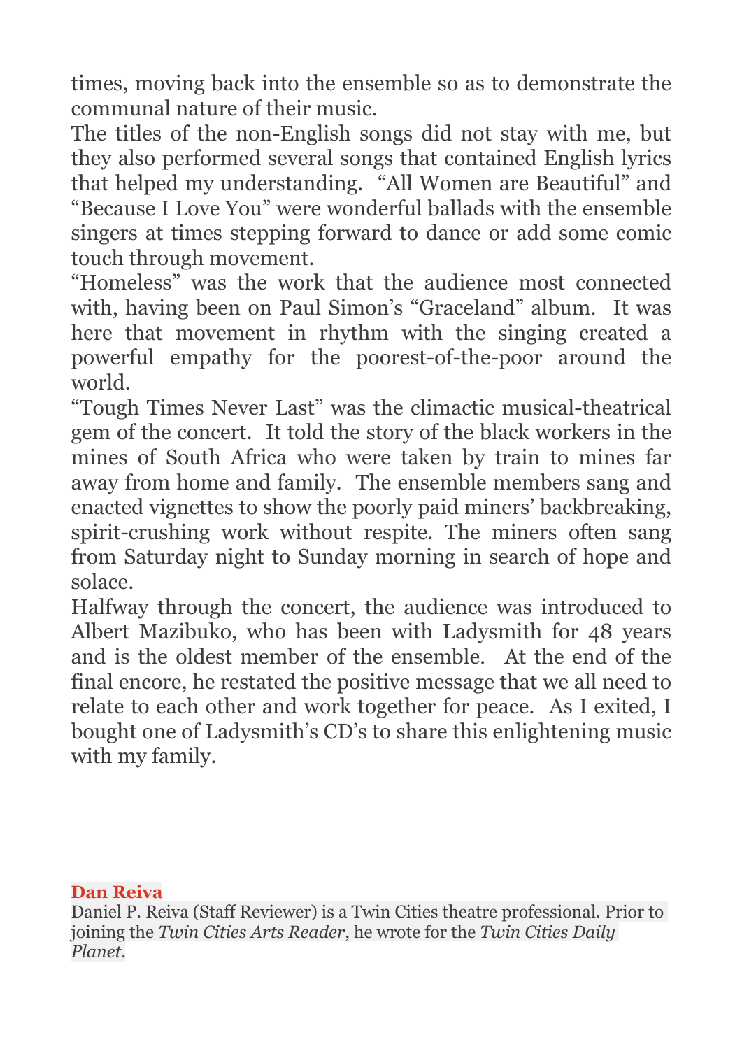times, moving back into the ensemble so as to demonstrate the communal nature of their music.

The titles of the non-English songs did not stay with me, but they also performed several songs that contained English lyrics that helped my understanding. "All Women are Beautiful" and "Because I Love You" were wonderful ballads with the ensemble singers at times stepping forward to dance or add some comic touch through movement.

"Homeless" was the work that the audience most connected with, having been on Paul Simon's "Graceland" album. It was here that movement in rhythm with the singing created a powerful empathy for the poorest-of-the-poor around the world.

"Tough Times Never Last" was the climactic musical-theatrical gem of the concert. It told the story of the black workers in the mines of South Africa who were taken by train to mines far away from home and family. The ensemble members sang and enacted vignettes to show the poorly paid miners' backbreaking, spirit-crushing work without respite. The miners often sang from Saturday night to Sunday morning in search of hope and solace.

Halfway through the concert, the audience was introduced to Albert Mazibuko, who has been with Ladysmith for 48 years and is the oldest member of the ensemble. At the end of the final encore, he restated the positive message that we all need to relate to each other and work together for peace. As I exited, I bought one of Ladysmith's CD's to share this enlightening music with my family.

**Dan Reiva**

Daniel P. Reiva (Staff Reviewer) is a Twin Cities theatre professional. Prior to joining the *Twin Cities Arts Reader*, he wrote for the *Twin Cities Daily Planet*.